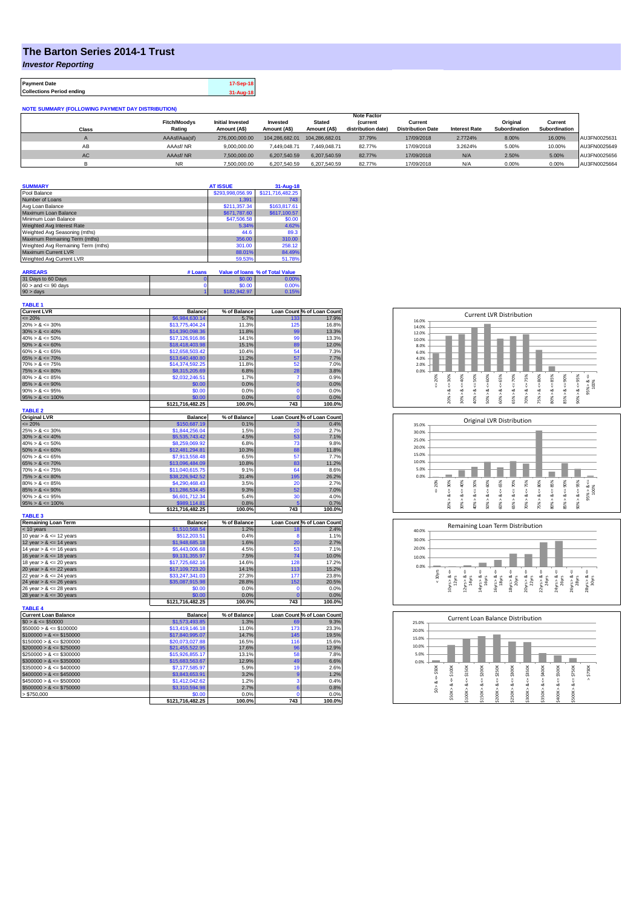# The Barton Series 2014-1 Trust

*Investor Reporting*

| Payment Date | 17-Sep-18 |
|---|---|
| Collections Period ending | 31-Aug-18 |

**NOTE SUMMARY (FOLLOWING PAYMENT DAY DISTRIBUTION)**

| Class | Fitch/Moodys Rating | Initial Invested Amount (A$) | Invested Amount (A$) | Stated Amount (A$) | Note Factor (current distribution date) | Current Distribution Date | Interest Rate | Original Subordination | Current Subordination | |
|---|---|---|---|---|---|---|---|---|---|---|
| A | AAAsf/Aaa(sf) | 276,000,000.00 | 104,286,682.01 | 104,286,682.01 | 37.79% | 17/09/2018 | 2.7724% | 8.00% | 16.00% | AU3FN0025631 |
| AB | AAAsf/ NR | 9,000,000.00 | 7,449,048.71 | 7,449,048.71 | 82.77% | 17/09/2018 | 3.2624% | 5.00% | 10.00% | AU3FN0025649 |
| AC | AAAsf/ NR | 7,500,000.00 | 6,207,540.59 | 6,207,540.59 | 82.77% | 17/09/2018 | N/A | 2.50% | 5.00% | AU3FN0025656 |
| B | NR | 7,500,000.00 | 6,207,540.59 | 6,207,540.59 | 82.77% | 17/09/2018 | N/A | 0.00% | 0.00% | AU3FN0025664 |

| SUMMARY | AT ISSUE | 31-Aug-18 |
|---|---|---|
| Pool Balance | $293,998,056.99 | $121,716,482.25 |
| Number of Loans | 1,391 | 743 |
| Avg Loan Balance | $211,357.34 | $163,817.61 |
| Maximum Loan Balance | $671,787.60 | $617,100.57 |
| Minimum Loan Balance | $47,506.58 | $0.00 |
| Weighted Avg Interest Rate | 5.34% | 4.62% |
| Weighted Avg Seasoning (mths) | 44.6 | 89.3 |
| Maximum Remaining Term (mths) | 356.00 | 310.00 |
| Weighted Avg Remaining Term (mths) | 301.00 | 258.12 |
| Maximum Current LVR | 88.01% | 84.49% |
| Weighted Avg Current LVR | 59.53% | 51.78% |

| ARREARS | # Loans | Value of loans | % of Total Value |
|---|---|---|---|
| 31 Days to 60 Days | 0 | $0.00 | 0.00% |
| 60 > and <= 90 days | 0 | $0.00 | 0.00% |
| 90 > days | 1 | $182,942.97 | 0.15% |

**TABLE 1**

| Current LVR | Balance | % of Balance | Loan Count | % of Loan Count |
|---|---|---|---|---|
| <= 20% | $6,984,630.14 | 5.7% | 133 | 17.9% |
| 20% > & <= 30% | $13,775,404.24 | 11.3% | 125 | 16.8% |
| 30% > & <= 40% | $14,390,098.36 | 11.8% | 99 | 13.3% |
| 40% > & <= 50% | $17,126,916.86 | 14.1% | 99 | 13.3% |
| 50% > & <= 60% | $18,418,403.98 | 15.1% | 89 | 12.0% |
| 60% > & <= 65% | $12,658,503.42 | 10.4% | 54 | 7.3% |
| 65% > & <= 70% | $13,640,480.80 | 11.2% | 57 | 7.7% |
| 70% > & <= 75% | $14,374,592.25 | 11.8% | 52 | 7.0% |
| 75% > & <= 80% | $8,315,205.69 | 6.8% | 28 | 3.8% |
| 80% > & <= 85% | $2,032,246.51 | 1.7% | 7 | 0.9% |
| 85% > & <= 90% | $0.00 | 0.0% | 0 | 0.0% |
| 90% > & <= 95% | $0.00 | 0.0% | 0 | 0.0% |
| 95% > & <= 100% | $0.00 | 0.0% | 0 | 0.0% |
| | $121,716,482.25 | 100.0% | 743 | 100.0% |

**TABLE 2**

| Original LVR | Balance | % of Balance | Loan Count | % of Loan Count |
|---|---|---|---|---|
| <= 20% | $150,687.19 | 0.1% | 3 | 0.4% |
| 25% > & <= 30% | $1,844,256.04 | 1.5% | 20 | 2.7% |
| 30% > & <= 40% | $5,535,743.42 | 4.5% | 53 | 7.1% |
| 40% > & <= 50% | $8,259,069.92 | 6.8% | 73 | 9.8% |
| 50% > & <= 60% | $12,481,294.81 | 10.3% | 88 | 11.8% |
| 60% > & <= 65% | $7,913,558.48 | 6.5% | 57 | 7.7% |
| 65% > & <= 70% | $13,096,484.09 | 10.8% | 83 | 11.2% |
| 70% > & <= 75% | $11,040,615.75 | 9.1% | 64 | 8.6% |
| 75% > & <= 80% | $38,226,942.52 | 31.4% | 195 | 26.2% |
| 80% > & <= 85% | $4,290,468.43 | 3.5% | 20 | 2.7% |
| 85% > & <= 90% | $11,286,534.45 | 9.3% | 52 | 7.0% |
| 90% > & <= 95% | $6,601,712.34 | 5.4% | 30 | 4.0% |
| 95% > & <= 100% | $989,114.81 | 0.8% | 5 | 0.7% |
| | $121,716,482.25 | 100.0% | 743 | 100.0% |

**TABLE 3**

| Remaining Loan Term | Balance | % of Balance | Loan Count | % of Loan Count |
|---|---|---|---|---|
| < 10 years | $1,510,568.54 | 1.2% | 18 | 2.4% |
| 10 year > & <= 12 years | $512,203.51 | 0.4% | 8 | 1.1% |
| 12 year > & <= 14 years | $1,948,685.18 | 1.6% | 20 | 2.7% |
| 14 year > & <= 16 years | $5,443,006.68 | 4.5% | 53 | 7.1% |
| 16 year > & <= 18 years | $9,131,355.97 | 7.5% | 74 | 10.0% |
| 18 year > & <= 20 years | $17,725,682.16 | 14.6% | 128 | 17.2% |
| 20 year > & <= 22 years | $17,109,723.20 | 14.1% | 113 | 15.2% |
| 22 year > & <= 24 years | $33,247,341.03 | 27.3% | 177 | 23.8% |
| 24 year > & <= 26 years | $35,087,915.98 | 28.8% | 152 | 20.5% |
| 26 year > & <= 28 years | $0.00 | 0.0% | 0 | 0.0% |
| 28 year > & <= 30 years | $0.00 | 0.0% | 0 | 0.0% |
| | $121,716,482.25 | 100.0% | 743 | 100.0% |

**TABLE 4**

| Current Loan Balance | Balance | % of Balance | Loan Count | % of Loan Count |
|---|---|---|---|---|
| $0 > & <= $50000 | $1,573,493.85 | 1.3% | 69 | 9.3% |
| $50000 > & <= $100000 | $13,419,146.18 | 11.0% | 173 | 23.3% |
| $100000 > & <= $150000 | $17,840,995.07 | 14.7% | 145 | 19.5% |
| $150000 > & <= $200000 | $20,073,027.88 | 16.5% | 116 | 15.6% |
| $200000 > & <= $250000 | $21,455,522.95 | 17.6% | 96 | 12.9% |
| $250000 > & <= $300000 | $15,926,855.17 | 13.1% | 58 | 7.8% |
| $300000 > & <= $350000 | $15,683,563.67 | 12.9% | 49 | 6.6% |
| $350000 > & <= $400000 | $7,177,585.97 | 5.9% | 19 | 2.6% |
| $400000 > & <= $450000 | $3,843,653.91 | 3.2% | 9 | 1.2% |
| $450000 > & <= $500000 | $1,412,042.62 | 1.2% | 3 | 0.4% |
| $500000 > & <= $750000 | $3,310,594.98 | 2.7% | 6 | 0.8% |
| > $750,000 | $0.00 | 0.0% | 0 | 0.0% |
| | $121,716,482.25 | 100.0% | 743 | 100.0% |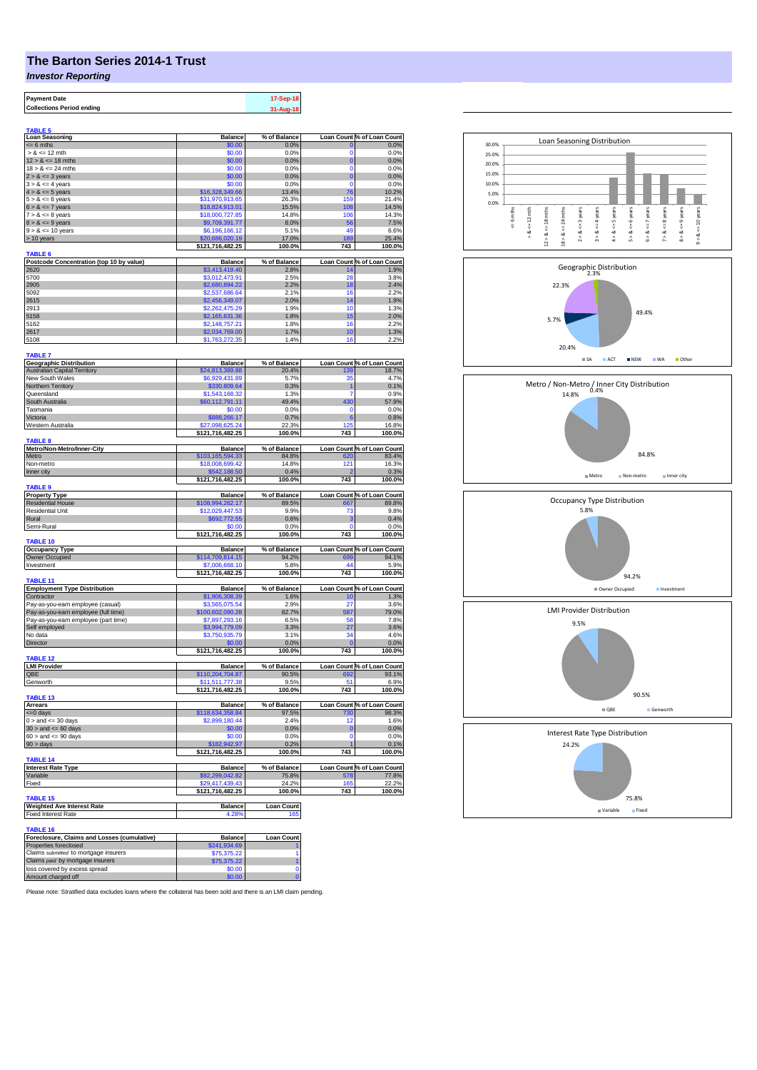# The Barton Series 2014-1 Trust

## *Investor Reporting*

| | |
|---|---|
| **Payment Date** | 17-Sep-18 |
| **Collections Period ending** | 31-Aug-18 |

**TABLE 5**

| Loan Seasoning | Balance | % of Balance | Loan Count | % of Loan Count |
|---|---|---|---|---|
| <= 6 mths | $0.00 | 0.0% | 0 | 0.0% |
| > & <= 12 mth | $0.00 | 0.0% | 0 | 0.0% |
| 12 > & <= 18 mths | $0.00 | 0.0% | 0 | 0.0% |
| 18 > & <= 24 mths | $0.00 | 0.0% | 0 | 0.0% |
| 2 > & <= 3 years | $0.00 | 0.0% | 0 | 0.0% |
| 3 > & <= 4 years | $0.00 | 0.0% | 0 | 0.0% |
| 4 > & <= 5 years | $16,328,349.66 | 13.4% | 76 | 10.2% |
| 5 > & <= 6 years | $31,970,913.65 | 26.3% | 159 | 21.4% |
| 6 > & <= 7 years | $18,824,913.01 | 15.5% | 108 | 14.5% |
| 7 > & <= 8 years | $18,000,727.85 | 14.8% | 106 | 14.3% |
| 8 > & <= 9 years | $9,709,391.77 | 8.0% | 56 | 7.5% |
| 9 > & <= 10 years | $6,196,166.12 | 5.1% | 49 | 6.6% |
| > 10 years | $20,686,020.19 | 17.0% | 189 | 25.4% |
| | $121,716,482.25 | 100.0% | 743 | 100.0% |

**TABLE 6**

| Postcode Concentration (top 10 by value) | Balance | % of Balance | Loan Count | % of Loan Count |
|---|---|---|---|---|
| 2620 | $3,413,419.40 | 2.8% | 14 | 1.9% |
| 5700 | $3,012,473.91 | 2.5% | 28 | 3.8% |
| 2905 | $2,680,894.22 | 2.2% | 18 | 2.4% |
| 5092 | $2,537,686.64 | 2.1% | 16 | 2.2% |
| 2615 | $2,456,349.07 | 2.0% | 14 | 1.9% |
| 2913 | $2,262,475.29 | 1.9% | 10 | 1.3% |
| 5158 | $2,165,631.36 | 1.8% | 15 | 2.0% |
| 5162 | $2,148,757.21 | 1.8% | 16 | 2.2% |
| 2617 | $2,034,769.00 | 1.7% | 10 | 1.3% |
| 5108 | $1,763,272.35 | 1.4% | 16 | 2.2% |

**TABLE 7**

| Geographic Distribution | Balance | % of Balance | Loan Count | % of Loan Count |
|---|---|---|---|---|
| Australian Capital Territory | $24,813,389.88 | 20.4% | 139 | 18.7% |
| New South Wales | $6,929,431.89 | 5.7% | 35 | 4.7% |
| Northern Territory | $330,809.64 | 0.3% | 1 | 0.1% |
| Queensland | $1,543,168.32 | 1.3% | 7 | 0.9% |
| South Australia | $60,112,791.11 | 49.4% | 430 | 57.9% |
| Tasmania | $0.00 | 0.0% | 0 | 0.0% |
| Victoria | $888,266.17 | 0.7% | 6 | 0.8% |
| Western Australia | $27,098,625.24 | 22.3% | 125 | 16.8% |
| | $121,716,482.25 | 100.0% | 743 | 100.0% |

**TABLE 8**

| Metro/Non-Metro/Inner-City | Balance | % of Balance | Loan Count | % of Loan Count |
|---|---|---|---|---|
| Metro | $103,165,594.33 | 84.8% | 620 | 83.4% |
| Non-metro | $18,008,699.42 | 14.8% | 121 | 16.3% |
| Inner city | $542,188.50 | 0.4% | 2 | 0.3% |
| | $121,716,482.25 | 100.0% | 743 | 100.0% |

**TABLE 9**

| Property Type | Balance | % of Balance | Loan Count | % of Loan Count |
|---|---|---|---|---|
| Residential House | $108,994,262.17 | 89.5% | 667 | 89.8% |
| Residential Unit | $12,029,447.53 | 9.9% | 73 | 9.8% |
| Rural | $692,772.55 | 0.6% | 3 | 0.4% |
| Semi-Rural | $0.00 | 0.0% | 0 | 0.0% |
| | $121,716,482.25 | 100.0% | 743 | 100.0% |

**TABLE 10**

| Occupancy Type | Balance | % of Balance | Loan Count | % of Loan Count |
|---|---|---|---|---|
| Owner Occupied | $114,709,814.15 | 94.2% | 699 | 94.1% |
| Investment | $7,006,668.10 | 5.8% | 44 | 5.9% |
| | $121,716,482.25 | 100.0% | 743 | 100.0% |

**TABLE 11**

| Employment Type Distribution | Balance | % of Balance | Loan Count | % of Loan Count |
|---|---|---|---|---|
| Contractor | $1,906,308.39 | 1.6% | 10 | 1.3% |
| Pay-as-you-earn employee (casual) | $3,565,075.54 | 2.9% | 27 | 3.6% |
| Pay-as-you-earn employee (full time) | $100,602,090.28 | 82.7% | 587 | 79.0% |
| Pay-as-you-earn employee (part time) | $7,897,293.16 | 6.5% | 58 | 7.8% |
| Self employed | $3,994,779.09 | 3.3% | 27 | 3.6% |
| No data | $3,750,935.79 | 3.1% | 34 | 4.6% |
| Director | $0.00 | 0.0% | 0 | 0.0% |
| | $121,716,482.25 | 100.0% | 743 | 100.0% |

**TABLE 12**

| LMI Provider | Balance | % of Balance | Loan Count | % of Loan Count |
|---|---|---|---|---|
| QBE | $110,204,704.87 | 90.5% | 692 | 93.1% |
| Genworth | $11,511,777.38 | 9.5% | 51 | 6.9% |
| | $121,716,482.25 | 100.0% | 743 | 100.0% |

**TABLE 13**

| Arrears | Balance | % of Balance | Loan Count | % of Loan Count |
|---|---|---|---|---|
| <=0 days | $118,634,358.84 | 97.5% | 730 | 98.3% |
| 0 > and <= 30 days | $2,899,180.44 | 2.4% | 12 | 1.6% |
| 30 > and <= 60 days | $0.00 | 0.0% | 0 | 0.0% |
| 60 > and <= 90 days | $0.00 | 0.0% | 0 | 0.0% |
| 90 > days | $182,942.97 | 0.2% | 1 | 0.1% |
| | $121,716,482.25 | 100.0% | 743 | 100.0% |

**TABLE 14**

| Interest Rate Type | Balance | % of Balance | Loan Count | % of Loan Count |
|---|---|---|---|---|
| Variable | $92,299,042.82 | 75.8% | 578 | 77.8% |
| Fixed | $29,417,439.43 | 24.2% | 165 | 22.2% |
| | $121,716,482.25 | 100.0% | 743 | 100.0% |

**TABLE 15**

| Weighted Ave Interest Rate | Balance | Loan Count |
|---|---|---|
| Fixed Interest Rate | 4.28% | 165 |

**TABLE 16**

| Foreclosure, Claims and Losses (cumulative) | Balance | Loan Count |
|---|---|---|
| Properties foreclosed | $241,934.69 | 1 |
| Claims *submitted* to mortgage insurers | $75,375.22 | 1 |
| Claims *paid* by mortgage insurers | $75,375.22 | 1 |
| loss covered by excess spread | $0.00 | 0 |
| Amount charged off | $0.00 | 0 |

Please note: Stratified data excludes loans where the collateral has been sold and there is an LMI claim pending.

Loan Seasoning Distribution
30.0%
25.0%
20.0%
15.0%
10.0%
5.0%
0.0%
<= 6 mths
> & <= 12 mth
12 > & <= 18 mths
18 > & <= 24 mths
2 > & <= 3 years
3 > & <= 4 years
4 > & <= 5 years
5 > & <= 6 years
6 > & <= 7 years
7 > & <= 8 years
8 > & <= 9 years
9 > & <= 10 years

Geographic Distribution
2.3%
22.3%
5.7%
20.4%
49.4%
SA ACT NSW WA Other

Metro / Non-Metro / Inner City Distribution
0.4%
14.8%
84.8%
Metro Non-metro Inner city

Occupancy Type Distribution
5.8%
94.2%
Owner Occupied Investment

LMI Provider Distribution
9.5%
90.5%
QBE Genworth

Interest Rate Type Distribution
24.2%
75.8%
Variable Fixed